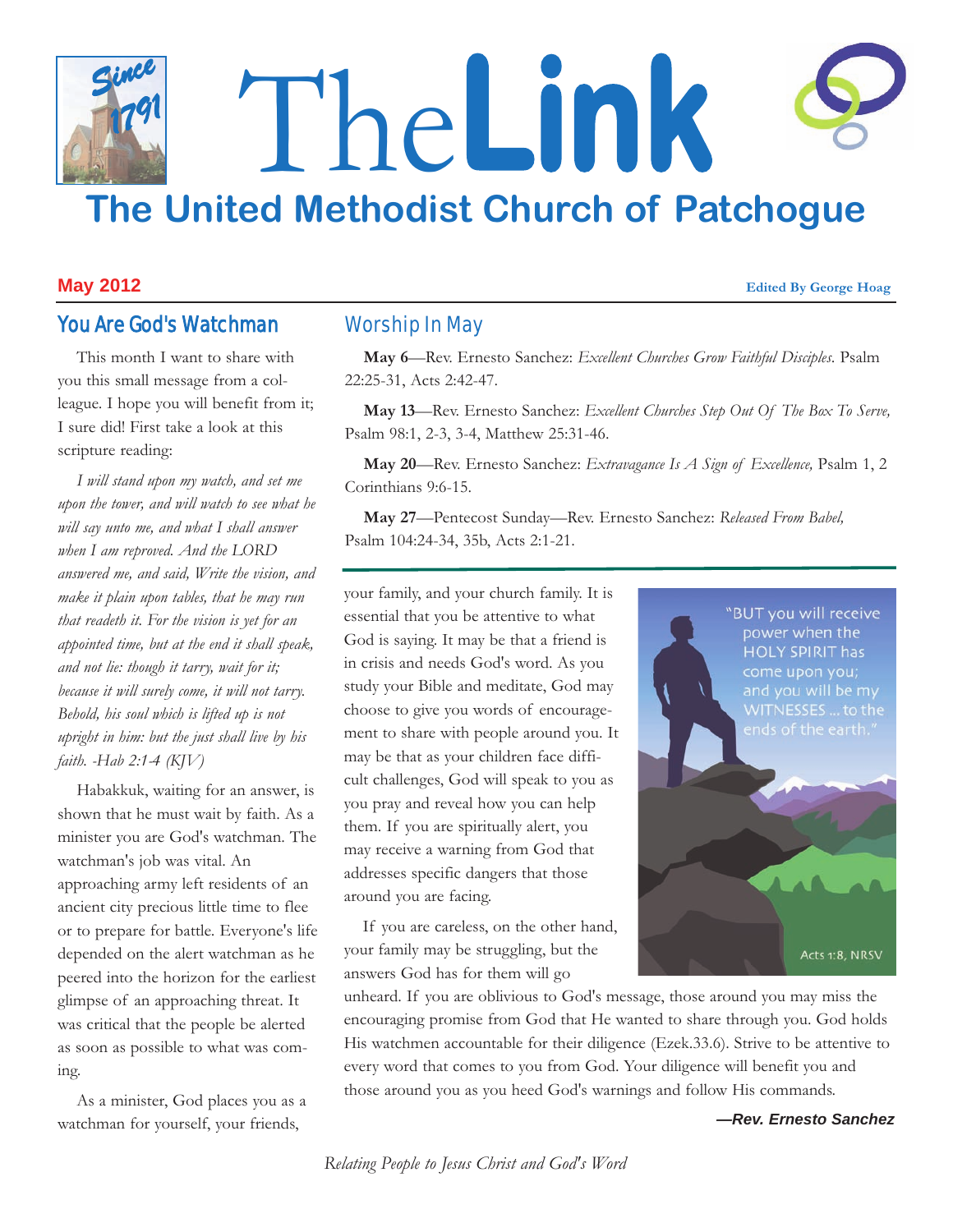# The Link

## The United Methodist Church of Patchogue

**May 2012**

**Edited By George Hoag**

## You Are God's Watchman

This month I want to share with you this small message from a colleague. I hope you will benefit from it; I sure did! First take a look at this scripture reading:

*I will stand upon my watch, and set me upon the tower, and will watch to see what he will say unto me, and what I shall answer when I am reproved. And the LORD answered me, and said, Write the vision, and make it plain upon tables, that he may run that readeth it. For the vision is yet for an appointed time, but at the end it shall speak, and not lie: though it tarry, wait for it; because it will surely come, it will not tarry. Behold, his soul which is lifted up is not upright in him: but the just shall live by his faith. -Hab 2:1-4 (KJV)*

Habakkuk, waiting for an answer, is shown that he must wait by faith. As a minister you are God's watchman. The watchman's job was vital. An approaching army left residents of an ancient city precious little time to flee or to prepare for battle. Everyone's life depended on the alert watchman as he peered into the horizon for the earliest glimpse of an approaching threat. It was critical that the people be alerted as soon as possible to what was coming.

As a minister, God places you as a watchman for yourself, your friends, your family, and your church family. It is essential that you be attentive to what God is saying. It may be that a friend is in crisis and needs God's word. As you study your Bible and meditate, God may choose to give you words of encouragement to share with people around you. It may be that as your children face difficult challenges, God will speak to you as you pray and reveal how you can help them. If you are spiritually alert, you may receive a warning from God that addresses specific dangers that those around you are facing.

If you are careless, on the other hand, your family may be struggling, but the answers God has for them will go unheard. If you are oblivious to God's message, those around you may miss the encouraging promise from God that He wanted to share through you. God holds His watchmen accountable for their diligence (Ezek.33.6). Strive to be attentive to every word that comes to you from God. Your diligence will benefit you and those around you as you heed God's warnings and follow His commands.

***—Rev. Ernesto Sanchez***

"BUT you will receive power when the HOLY SPIRIT has come upon you; and you will be my WITNESSES ... to the ends of the earth."

Acts 1:8, NRSV

## Worship In May

**May 6**—Rev. Ernesto Sanchez: *Excellent Churches Grow Faithful Disciples.* Psalm 22:25-31, Acts 2:42-47.

**May 13**—Rev. Ernesto Sanchez: *Excellent Churches Step Out Of The Box To Serve,* Psalm 98:1, 2-3, 3-4, Matthew 25:31-46.

**May 20**—Rev. Ernesto Sanchez: *Extravagance Is A Sign of Excellence,* Psalm 1, 2 Corinthians 9:6-15.

**May 27**—Pentecost Sunday—Rev. Ernesto Sanchez: *Released From Babel,* Psalm 104:24-34, 35b, Acts 2:1-21.

*Relating People to Jesus Christ and God's Word*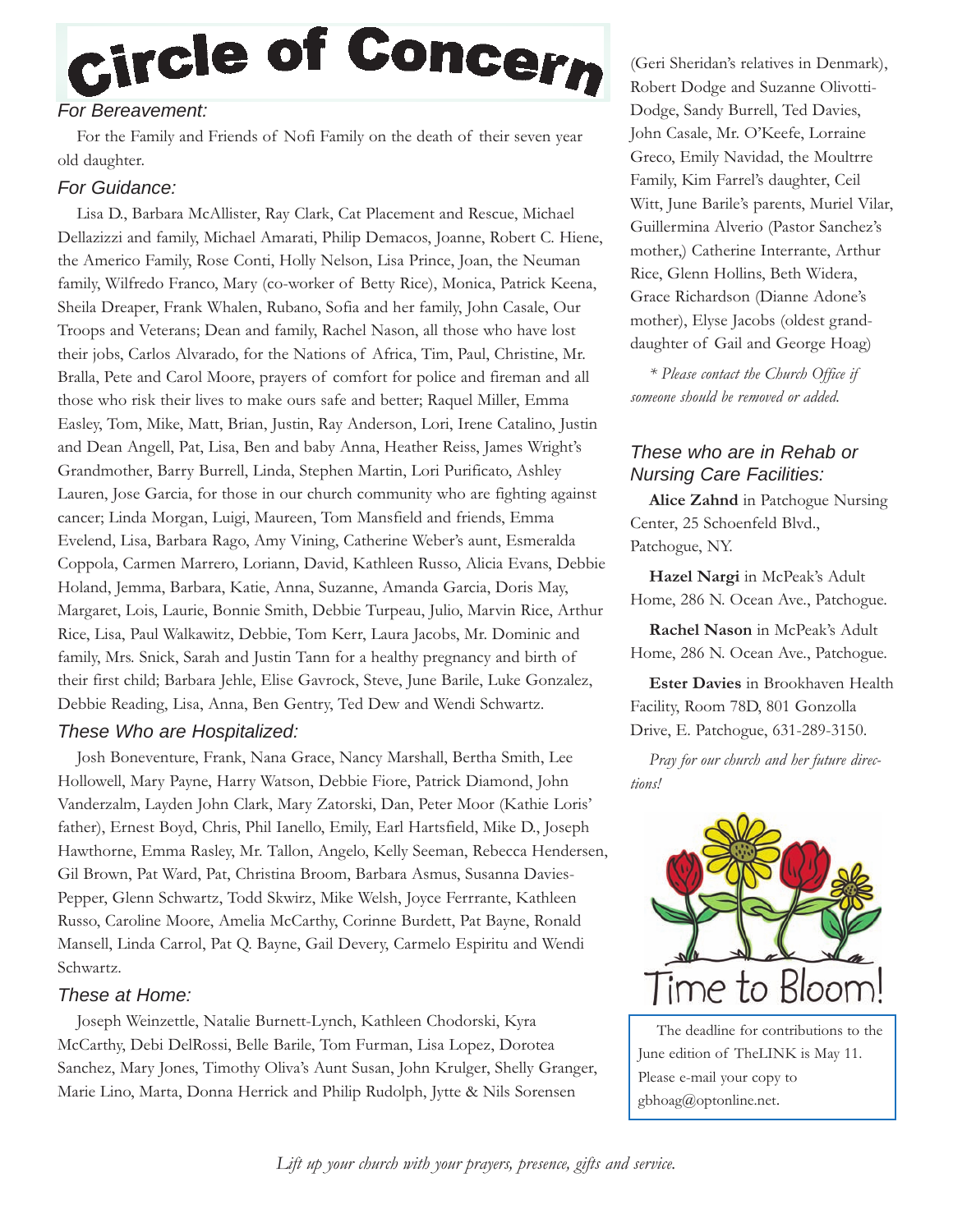# Circle of Concern

### *For Bereavement:*

For the Family and Friends of Nofi Family on the death of their seven year old daughter.

### *For Guidance:*

Lisa D., Barbara McAllister, Ray Clark, Cat Placement and Rescue, Michael Dellazizzi and family, Michael Amarati, Philip Demacos, Joanne, Robert C. Hiene, the Americo Family, Rose Conti, Holly Nelson, Lisa Prince, Joan, the Neuman family, Wilfredo Franco, Mary (co-worker of Betty Rice), Monica, Patrick Keena, Sheila Dreaper, Frank Whalen, Rubano, Sofia and her family, John Casale, Our Troops and Veterans; Dean and family, Rachel Nason, all those who have lost their jobs, Carlos Alvarado, for the Nations of Africa, Tim, Paul, Christine, Mr. Bralla, Pete and Carol Moore, prayers of comfort for police and fireman and all those who risk their lives to make ours safe and better; Raquel Miller, Emma Easley, Tom, Mike, Matt, Brian, Justin, Ray Anderson, Lori, Irene Catalino, Justin and Dean Angell, Pat, Lisa, Ben and baby Anna, Heather Reiss, James Wright's Grandmother, Barry Burrell, Linda, Stephen Martin, Lori Purificato, Ashley Lauren, Jose Garcia, for those in our church community who are fighting against cancer; Linda Morgan, Luigi, Maureen, Tom Mansfield and friends, Emma Evelend, Lisa, Barbara Rago, Amy Vining, Catherine Weber's aunt, Esmeralda Coppola, Carmen Marrero, Loriann, David, Kathleen Russo, Alicia Evans, Debbie Holand, Jemma, Barbara, Katie, Anna, Suzanne, Amanda Garcia, Doris May, Margaret, Lois, Laurie, Bonnie Smith, Debbie Turpeau, Julio, Marvin Rice, Arthur Rice, Lisa, Paul Walkawitz, Debbie, Tom Kerr, Laura Jacobs, Mr. Dominic and family, Mrs. Snick, Sarah and Justin Tann for a healthy pregnancy and birth of their first child; Barbara Jehle, Elise Gavrock, Steve, June Barile, Luke Gonzalez, Debbie Reading, Lisa, Anna, Ben Gentry, Ted Dew and Wendi Schwartz.

### *These Who are Hospitalized:*

Josh Boneventure, Frank, Nana Grace, Nancy Marshall, Bertha Smith, Lee Hollowell, Mary Payne, Harry Watson, Debbie Fiore, Patrick Diamond, John Vanderzalm, Layden John Clark, Mary Zatorski, Dan, Peter Moor (Kathie Loris' father), Ernest Boyd, Chris, Phil Ianello, Emily, Earl Hartsfield, Mike D., Joseph Hawthorne, Emma Rasley, Mr. Tallon, Angelo, Kelly Seeman, Rebecca Hendersen, Gil Brown, Pat Ward, Pat, Christina Broom, Barbara Asmus, Susanna Davies-Pepper, Glenn Schwartz, Todd Skwirz, Mike Welsh, Joyce Ferrrante, Kathleen Russo, Caroline Moore, Amelia McCarthy, Corinne Burdett, Pat Bayne, Ronald Mansell, Linda Carrol, Pat Q. Bayne, Gail Devery, Carmelo Espiritu and Wendi Schwartz.

### *These at Home:*

Joseph Weinzettle, Natalie Burnett-Lynch, Kathleen Chodorski, Kyra McCarthy, Debi DelRossi, Belle Barile, Tom Furman, Lisa Lopez, Dorotea Sanchez, Mary Jones, Timothy Oliva's Aunt Susan, John Krulger, Shelly Granger, Marie Lino, Marta, Donna Herrick and Philip Rudolph, Jytte & Nils Sorensen (Geri Sheridan's relatives in Denmark), Robert Dodge and Suzanne Olivotti-Dodge, Sandy Burrell, Ted Davies, John Casale, Mr. O'Keefe, Lorraine Greco, Emily Navidad, the Moultrre Family, Kim Farrel's daughter, Ceil Witt, June Barile's parents, Muriel Vilar, Guillermina Alverio (Pastor Sanchez's mother,) Catherine Interrante, Arthur Rice, Glenn Hollins, Beth Widera, Grace Richardson (Dianne Adone's mother), Elyse Jacobs (oldest granddaughter of Gail and George Hoag)

*\* Please contact the Church Office if someone should be removed or added.*

### *These who are in Rehab or Nursing Care Facilities:*

**Alice Zahnd** in Patchogue Nursing Center, 25 Schoenfeld Blvd., Patchogue, NY.

**Hazel Nargi** in McPeak's Adult Home, 286 N. Ocean Ave., Patchogue.

**Rachel Nason** in McPeak's Adult Home, 286 N. Ocean Ave., Patchogue.

**Ester Davies** in Brookhaven Health Facility, Room 78D, 801 Gonzolla Drive, E. Patchogue, 631-289-3150.

*Pray for our church and her future directions!*

Time to Bloom!

The deadline for contributions to the June edition of TheLINK is May 11. Please e-mail your copy to gbhoag@optonline.net.

*Lift up your church with your prayers, presence, gifts and service.*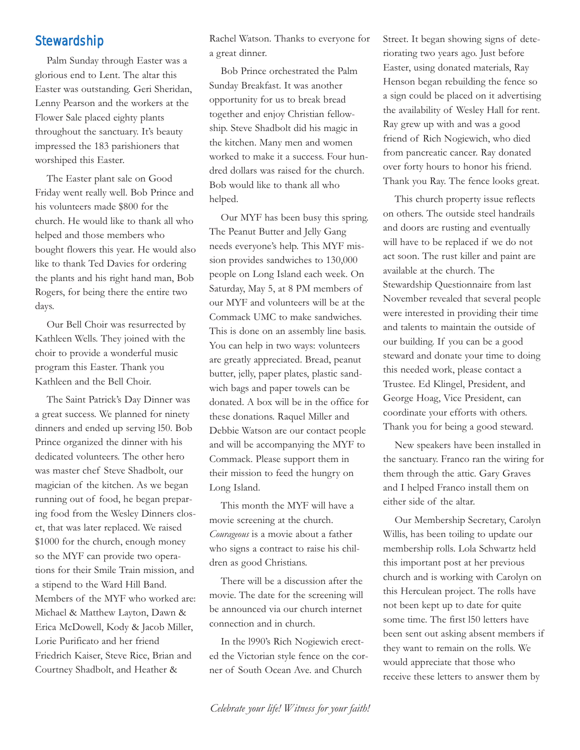## Stewardship

Palm Sunday through Easter was a glorious end to Lent. The altar this Easter was outstanding. Geri Sheridan, Lenny Pearson and the workers at the Flower Sale placed eighty plants throughout the sanctuary. It's beauty impressed the 183 parishioners that worshiped this Easter.

The Easter plant sale on Good Friday went really well. Bob Prince and his volunteers made $800 for the church. He would like to thank all who helped and those members who bought flowers this year. He would also like to thank Ted Davies for ordering the plants and his right hand man, Bob Rogers, for being there the entire two days.

Our Bell Choir was resurrected by Kathleen Wells. They joined with the choir to provide a wonderful music program this Easter. Thank you Kathleen and the Bell Choir.

The Saint Patrick's Day Dinner was a great success. We planned for ninety dinners and ended up serving l50. Bob Prince organized the dinner with his dedicated volunteers. The other hero was master chef Steve Shadbolt, our magician of the kitchen. As we began running out of food, he began preparing food from the Wesley Dinners closet, that was later replaced. We raised $1000 for the church, enough money so the MYF can provide two operations for their Smile Train mission, and a stipend to the Ward Hill Band. Members of the MYF who worked are: Michael & Matthew Layton, Dawn & Erica McDowell, Kody & Jacob Miller, Lorie Purificato and her friend Friedrich Kaiser, Steve Rice, Brian and Courtney Shadbolt, and Heather & Rachel Watson. Thanks to everyone for a great dinner.

Bob Prince orchestrated the Palm Sunday Breakfast. It was another opportunity for us to break bread together and enjoy Christian fellowship. Steve Shadbolt did his magic in the kitchen. Many men and women worked to make it a success. Four hundred dollars was raised for the church. Bob would like to thank all who helped.

Our MYF has been busy this spring. The Peanut Butter and Jelly Gang needs everyone's help. This MYF mission provides sandwiches to 130,000 people on Long Island each week. On Saturday, May 5, at 8 PM members of our MYF and volunteers will be at the Commack UMC to make sandwiches. This is done on an assembly line basis. You can help in two ways: volunteers are greatly appreciated. Bread, peanut butter, jelly, paper plates, plastic sandwich bags and paper towels can be donated. A box will be in the office for these donations. Raquel Miller and Debbie Watson are our contact people and will be accompanying the MYF to Commack. Please support them in their mission to feed the hungry on Long Island.

This month the MYF will have a movie screening at the church. *Courageous* is a movie about a father who signs a contract to raise his children as good Christians.

There will be a discussion after the movie. The date for the screening will be announced via our church internet connection and in church.

In the l990's Rich Nogiewich erected the Victorian style fence on the corner of South Ocean Ave. and Church Street. It began showing signs of deteriorating two years ago. Just before Easter, using donated materials, Ray Henson began rebuilding the fence so a sign could be placed on it advertising the availability of Wesley Hall for rent. Ray grew up with and was a good friend of Rich Nogiewich, who died from pancreatic cancer. Ray donated over forty hours to honor his friend. Thank you Ray. The fence looks great.

This church property issue reflects on others. The outside steel handrails and doors are rusting and eventually will have to be replaced if we do not act soon. The rust killer and paint are available at the church. The Stewardship Questionnaire from last November revealed that several people were interested in providing their time and talents to maintain the outside of our building. If you can be a good steward and donate your time to doing this needed work, please contact a Trustee. Ed Klingel, President, and George Hoag, Vice President, can coordinate your efforts with others. Thank you for being a good steward.

New speakers have been installed in the sanctuary. Franco ran the wiring for them through the attic. Gary Graves and I helped Franco install them on either side of the altar.

Our Membership Secretary, Carolyn Willis, has been toiling to update our membership rolls. Lola Schwartz held this important post at her previous church and is working with Carolyn on this Herculean project. The rolls have not been kept up to date for quite some time. The first l50 letters have been sent out asking absent members if they want to remain on the rolls. We would appreciate that those who receive these letters to answer them by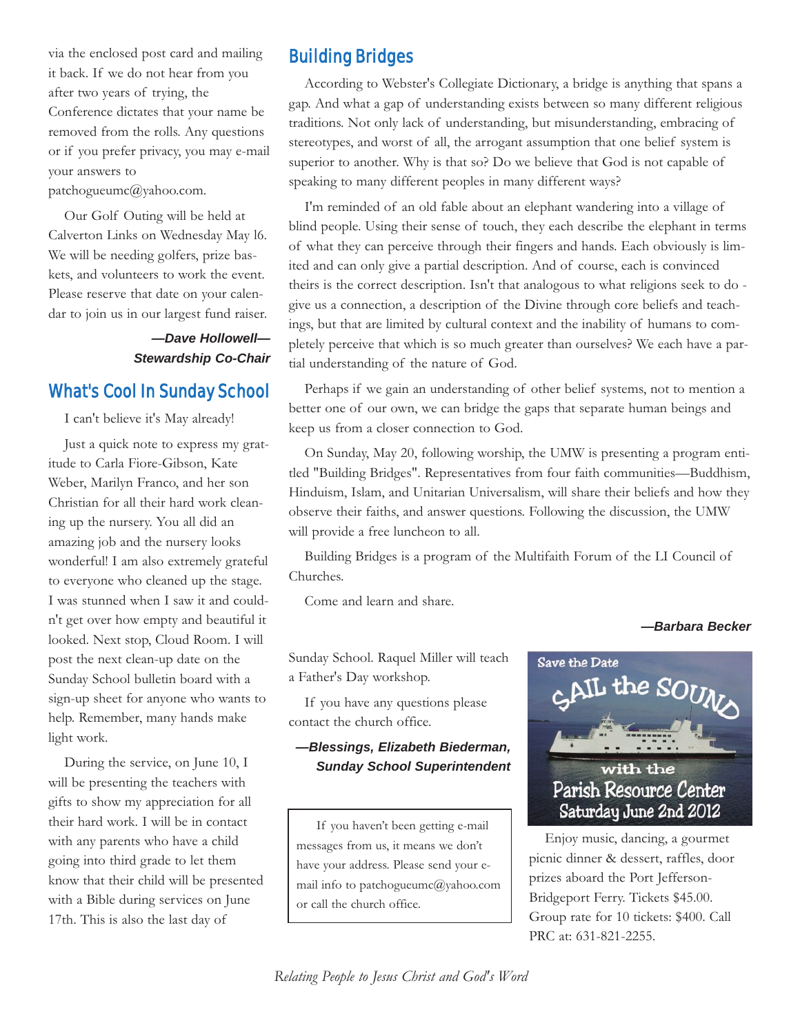via the enclosed post card and mailing it back. If we do not hear from you after two years of trying, the Conference dictates that your name be removed from the rolls. Any questions or if you prefer privacy, you may e-mail your answers to patchogueumc@yahoo.com.

Our Golf Outing will be held at Calverton Links on Wednesday May 16. We will be needing golfers, prize baskets, and volunteers to work the event. Please reserve that date on your calendar to join us in our largest fund raiser.

***—Dave Hollowell—***
***Stewardship Co-Chair***

## What's Cool In Sunday School

I can't believe it's May already!

Just a quick note to express my gratitude to Carla Fiore-Gibson, Kate Weber, Marilyn Franco, and her son Christian for all their hard work cleaning up the nursery. You all did an amazing job and the nursery looks wonderful! I am also extremely grateful to everyone who cleaned up the stage. I was stunned when I saw it and couldn't get over how empty and beautiful it looked. Next stop, Cloud Room. I will post the next clean-up date on the Sunday School bulletin board with a sign-up sheet for anyone who wants to help. Remember, many hands make light work.

During the service, on June 10, I will be presenting the teachers with gifts to show my appreciation for all their hard work. I will be in contact with any parents who have a child going into third grade to let them know that their child will be presented with a Bible during services on June 17th. This is also the last day of Sunday School. Raquel Miller will teach a Father's Day workshop.

If you have any questions please contact the church office.

***—Blessings, Elizabeth Biederman,***
***Sunday School Superintendent***

If you haven't been getting e-mail messages from us, it means we don't have your address. Please send your e-mail info to patchogueumc@yahoo.com or call the church office.

## Building Bridges

According to Webster's Collegiate Dictionary, a bridge is anything that spans a gap. And what a gap of understanding exists between so many different religious traditions. Not only lack of understanding, but misunderstanding, embracing of stereotypes, and worst of all, the arrogant assumption that one belief system is superior to another. Why is that so? Do we believe that God is not capable of speaking to many different peoples in many different ways?

I'm reminded of an old fable about an elephant wandering into a village of blind people. Using their sense of touch, they each describe the elephant in terms of what they can perceive through their fingers and hands. Each obviously is limited and can only give a partial description. And of course, each is convinced theirs is the correct description. Isn't that analogous to what religions seek to do - give us a connection, a description of the Divine through core beliefs and teachings, but that are limited by cultural context and the inability of humans to completely perceive that which is so much greater than ourselves? We each have a partial understanding of the nature of God.

Perhaps if we gain an understanding of other belief systems, not to mention a better one of our own, we can bridge the gaps that separate human beings and keep us from a closer connection to God.

On Sunday, May 20, following worship, the UMW is presenting a program entitled "Building Bridges". Representatives from four faith communities—Buddhism, Hinduism, Islam, and Unitarian Universalism, will share their beliefs and how they observe their faiths, and answer questions. Following the discussion, the UMW will provide a free luncheon to all.

Building Bridges is a program of the Multifaith Forum of the LI Council of Churches.

Come and learn and share.

***—Barbara Becker***

Save the Date

SAIL the SOUND

with the Parish Resource Center

Saturday June 2nd 2012

Enjoy music, dancing, a gourmet picnic dinner & dessert, raffles, door prizes aboard the Port Jefferson-Bridgeport Ferry. Tickets $45.00. Group rate for 10 tickets: $400. Call PRC at: 631-821-2255.

*Relating People to Jesus Christ and God's Word*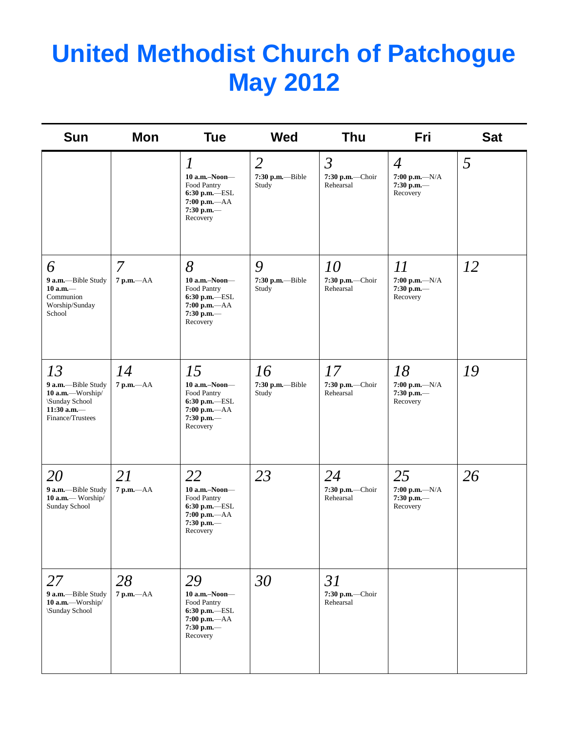# United Methodist Church of Patchogue
# May 2012

| Sun | Mon | Tue | Wed | Thu | Fri | Sat |
|---|---|---|---|---|---|---|
| | | *1*<br>**10 a.m.–Noon**—Food Pantry<br>**6:30 p.m.**—ESL<br>**7:00 p.m.**—AA<br>**7:30 p.m.**—Recovery | *2*<br>**7:30 p.m.**—Bible Study | *3*<br>**7:30 p.m.**—Choir Rehearsal | *4*<br>**7:00 p.m.**—N/A<br>**7:30 p.m.**—Recovery | *5* |
| *6*<br>**9 a.m.**—Bible Study<br>**10 a.m.**—Communion Worship/Sunday School | *7*<br>**7 p.m.**—AA | *8*<br>**10 a.m.–Noon**—Food Pantry<br>**6:30 p.m.**—ESL<br>**7:00 p.m.**—AA<br>**7:30 p.m.**—Recovery | *9*<br>**7:30 p.m.**—Bible Study | *10*<br>**7:30 p.m.**—Choir Rehearsal | *11*<br>**7:00 p.m.**—N/A<br>**7:30 p.m.**—Recovery | *12* |
| *13*<br>**9 a.m.**—Bible Study<br>**10 a.m.**—Worship/ \Sunday School<br>**11:30 a.m.**—Finance/Trustees | *14*<br>**7 p.m.**—AA | *15*<br>**10 a.m.–Noon**—Food Pantry<br>**6:30 p.m.**—ESL<br>**7:00 p.m.**—AA<br>**7:30 p.m.**—Recovery | *16*<br>**7:30 p.m.**—Bible Study | *17*<br>**7:30 p.m.**—Choir Rehearsal | *18*<br>**7:00 p.m.**—N/A<br>**7:30 p.m.**—Recovery | *19* |
| *20*<br>**9 a.m.**—Bible Study<br>**10 a.m.**— Worship/ Sunday School | *21*<br>**7 p.m.**—AA | *22*<br>**10 a.m.–Noon**—Food Pantry<br>**6:30 p.m.**—ESL<br>**7:00 p.m.**—AA<br>**7:30 p.m.**—Recovery | *23* | *24*<br>**7:30 p.m.**—Choir Rehearsal | *25*<br>**7:00 p.m.**—N/A<br>**7:30 p.m.**—Recovery | *26* |
| *27*<br>**9 a.m.**—Bible Study<br>**10 a.m.**—Worship/ \Sunday School | *28*<br>**7 p.m.**—AA | *29*<br>**10 a.m.–Noon**—Food Pantry<br>**6:30 p.m.**—ESL<br>**7:00 p.m.**—AA<br>**7:30 p.m.**—Recovery | *30* | *31*<br>**7:30 p.m.**—Choir Rehearsal | | |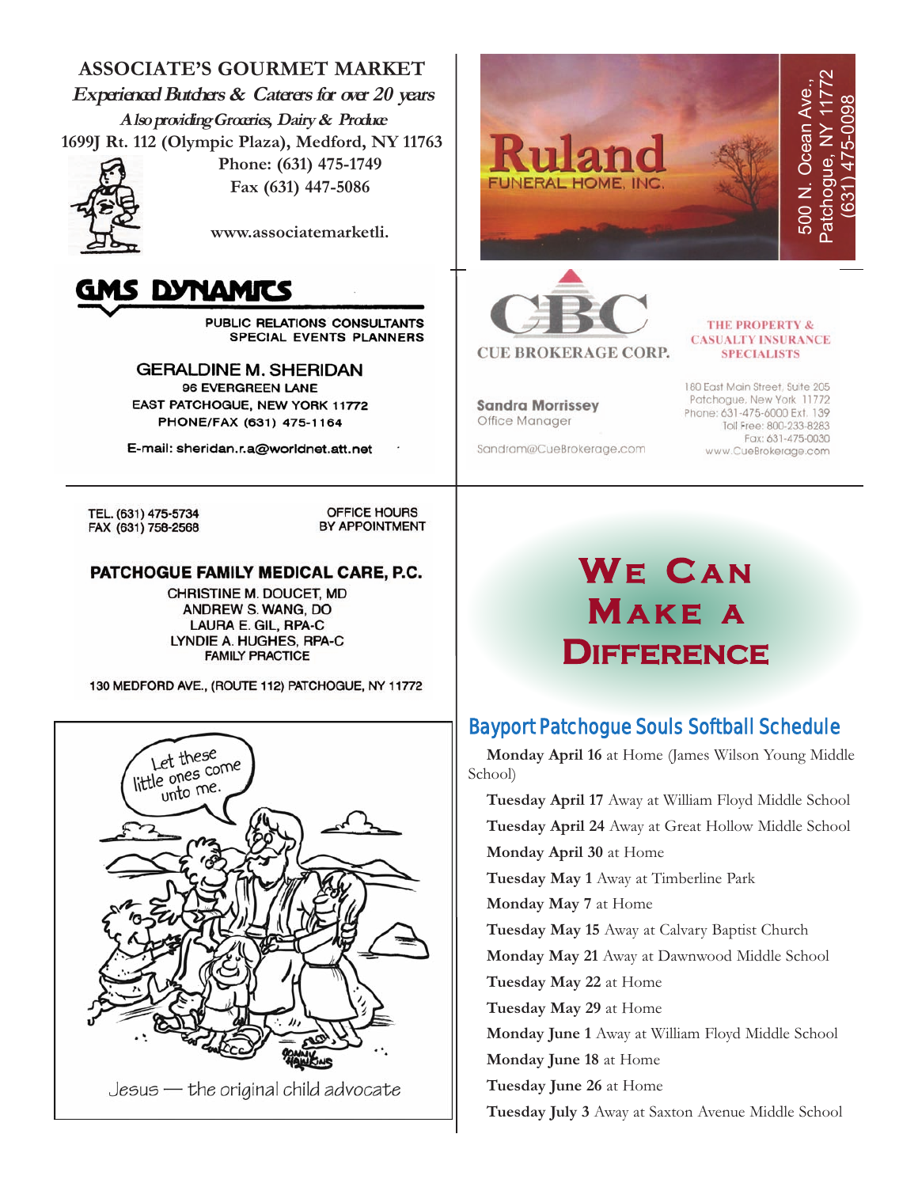**ASSOCIATE'S GOURMET MARKET**

*Experienced Butchers & Caterers for over 20 years*

*Also providing Groceries, Dairy & Produce*

**1699J Rt. 112 (Olympic Plaza), Medford, NY 11763**

**Phone: (631) 475-1749**

**Fax (631) 447-5086**

**www.associatemarketli.**

**GMS DYNAMICS**

PUBLIC RELATIONS CONSULTANTS
SPECIAL EVENTS PLANNERS

GERALDINE M. SHERIDAN
96 EVERGREEN LANE
EAST PATCHOGUE, NEW YORK 11772
PHONE/FAX (631) 475-1164

E-mail: sheridan.r.a@worldnet.att.net

**Ruland** FUNERAL HOME, INC.

500 N. Ocean Ave., Patchogue, NY 11772
(631) 475-0098

**CBC** CUE BROKERAGE CORP.

THE PROPERTY & CASUALTY INSURANCE SPECIALISTS

Sandra Morrissey
Office Manager

Sandram@CueBrokerage.com

180 East Main Street, Suite 205
Patchogue, New York 11772
Phone: 631-475-6000 Ext. 139
Toll Free: 800-233-8283
Fax: 631-475-0030
www.CueBrokerage.com

TEL. (631) 475-5734
FAX (631) 758-2568

OFFICE HOURS
BY APPOINTMENT

**PATCHOGUE FAMILY MEDICAL CARE, P.C.**

CHRISTINE M. DOUCET, MD
ANDREW S. WANG, DO
LAURA E. GIL, RPA-C
LYNDIE A. HUGHES, RPA-C
FAMILY PRACTICE

130 MEDFORD AVE., (ROUTE 112) PATCHOGUE, NY 11772

Let these little ones come unto me.

Jesus — the original child advocate

# We Can Make a Difference

## Bayport Patchogue Souls Softball Schedule

**Monday April 16** at Home (James Wilson Young Middle School)

**Tuesday April 17** Away at William Floyd Middle School

**Tuesday April 24** Away at Great Hollow Middle School

**Monday April 30** at Home

**Tuesday May 1** Away at Timberline Park

**Monday May 7** at Home

**Tuesday May 15** Away at Calvary Baptist Church

**Monday May 21** Away at Dawnwood Middle School

**Tuesday May 22** at Home

**Tuesday May 29** at Home

**Monday June 1** Away at William Floyd Middle School

**Monday June 18** at Home

**Tuesday June 26** at Home

**Tuesday July 3** Away at Saxton Avenue Middle School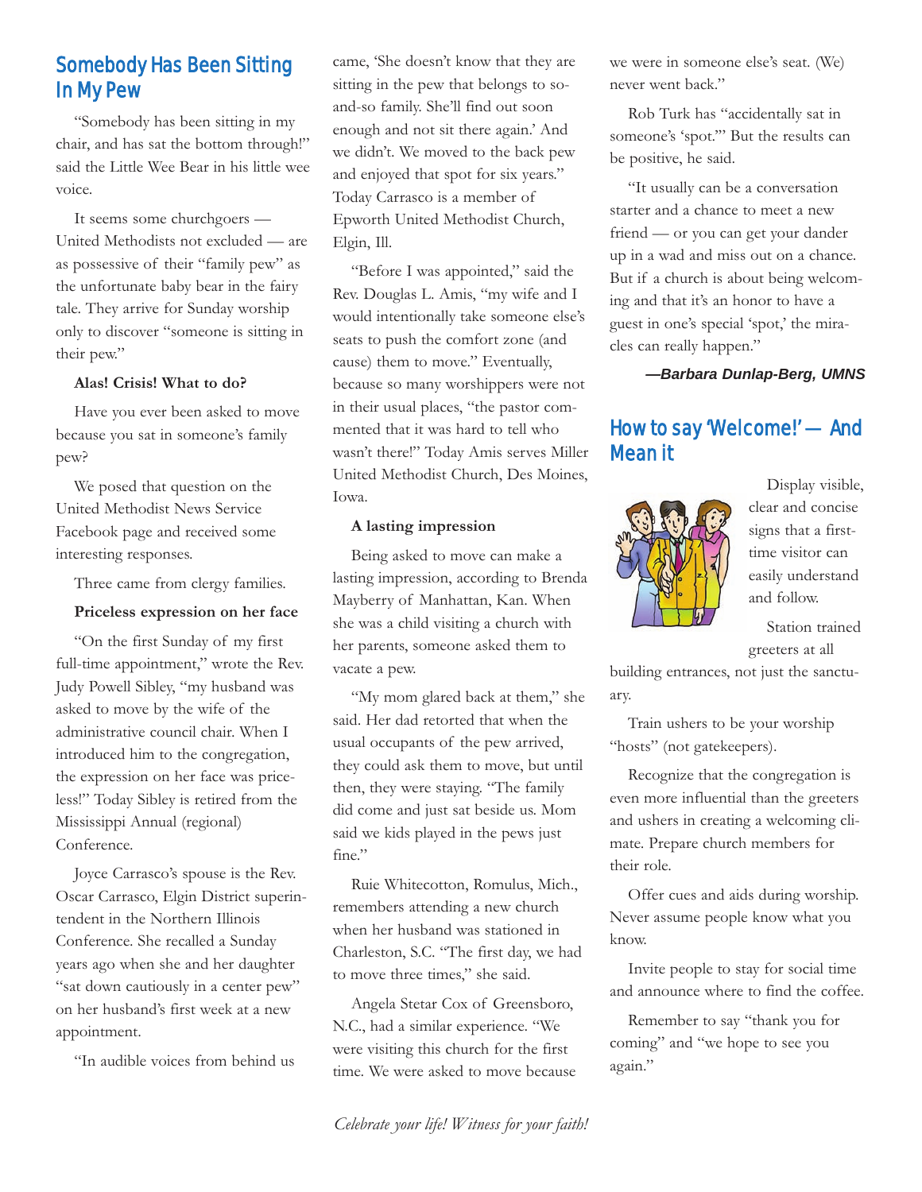## Somebody Has Been Sitting In My Pew

"Somebody has been sitting in my chair, and has sat the bottom through!" said the Little Wee Bear in his little wee voice.

It seems some churchgoers — United Methodists not excluded — are as possessive of their "family pew" as the unfortunate baby bear in the fairy tale. They arrive for Sunday worship only to discover "someone is sitting in their pew."

**Alas! Crisis! What to do?**

Have you ever been asked to move because you sat in someone's family pew?

We posed that question on the United Methodist News Service Facebook page and received some interesting responses.

Three came from clergy families.

**Priceless expression on her face**

"On the first Sunday of my first full-time appointment," wrote the Rev. Judy Powell Sibley, "my husband was asked to move by the wife of the administrative council chair. When I introduced him to the congregation, the expression on her face was priceless!" Today Sibley is retired from the Mississippi Annual (regional) Conference.

Joyce Carrasco's spouse is the Rev. Oscar Carrasco, Elgin District superintendent in the Northern Illinois Conference. She recalled a Sunday years ago when she and her daughter "sat down cautiously in a center pew" on her husband's first week at a new appointment.

"In audible voices from behind us came, 'She doesn't know that they are sitting in the pew that belongs to so-and-so family. She'll find out soon enough and not sit there again.' And we didn't. We moved to the back pew and enjoyed that spot for six years." Today Carrasco is a member of Epworth United Methodist Church, Elgin, Ill.

"Before I was appointed," said the Rev. Douglas L. Amis, "my wife and I would intentionally take someone else's seats to push the comfort zone (and cause) them to move." Eventually, because so many worshippers were not in their usual places, "the pastor commented that it was hard to tell who wasn't there!" Today Amis serves Miller United Methodist Church, Des Moines, Iowa.

**A lasting impression**

Being asked to move can make a lasting impression, according to Brenda Mayberry of Manhattan, Kan. When she was a child visiting a church with her parents, someone asked them to vacate a pew.

"My mom glared back at them," she said. Her dad retorted that when the usual occupants of the pew arrived, they could ask them to move, but until then, they were staying. "The family did come and just sat beside us. Mom said we kids played in the pews just fine."

Ruie Whitecotton, Romulus, Mich., remembers attending a new church when her husband was stationed in Charleston, S.C. "The first day, we had to move three times," she said.

Angela Stetar Cox of Greensboro, N.C., had a similar experience. "We were visiting this church for the first time. We were asked to move because we were in someone else's seat. (We) never went back."

Rob Turk has "accidentally sat in someone's 'spot.'" But the results can be positive, he said.

"It usually can be a conversation starter and a chance to meet a new friend — or you can get your dander up in a wad and miss out on a chance. But if a church is about being welcoming and that it's an honor to have a guest in one's special 'spot,' the miracles can really happen."

***—Barbara Dunlap-Berg, UMNS***

## How to say 'Welcome!' — And Mean it

Display visible, clear and concise signs that a first-time visitor can easily understand and follow.

Station trained greeters at all building entrances, not just the sanctuary.

Train ushers to be your worship "hosts" (not gatekeepers).

Recognize that the congregation is even more influential than the greeters and ushers in creating a welcoming climate. Prepare church members for their role.

Offer cues and aids during worship. Never assume people know what you know.

Invite people to stay for social time and announce where to find the coffee.

Remember to say "thank you for coming" and "we hope to see you again."

*Celebrate your life! Witness for your faith!*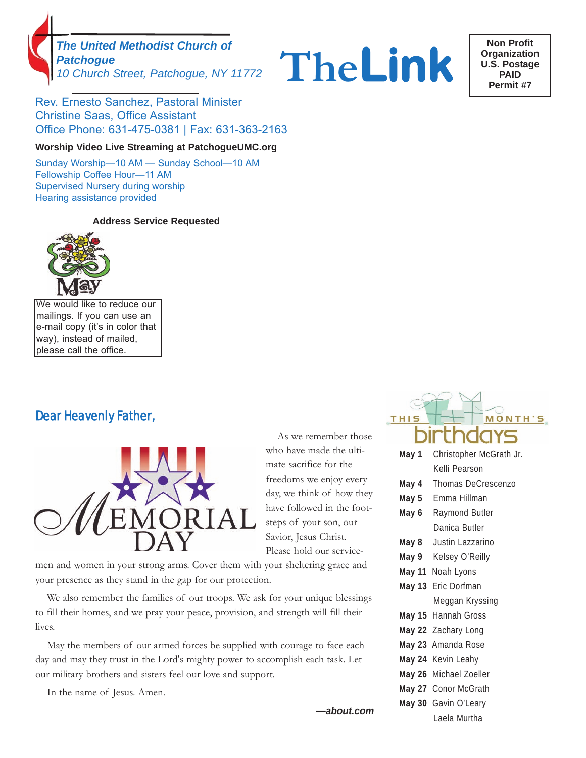*The United Methodist Church of Patchogue*
*10 Church Street, Patchogue, NY 11772*

# The Link

Non Profit Organization
U.S. Postage
PAID
Permit #7

Rev. Ernesto Sanchez, Pastoral Minister
Christine Saas, Office Assistant
Office Phone: 631-475-0381 | Fax: 631-363-2163

**Worship Video Live Streaming at PatchogueUMC.org**

Sunday Worship—10 AM — Sunday School—10 AM
Fellowship Coffee Hour—11 AM
Supervised Nursery during worship
Hearing assistance provided

**Address Service Requested**

May

We would like to reduce our mailings. If you can use an e-mail copy (it's in color that way), instead of mailed, please call the office.

## Dear Heavenly Father,

MEMORIAL DAY

As we remember those who have made the ultimate sacrifice for the freedoms we enjoy every day, we think of how they have followed in the footsteps of your son, our Savior, Jesus Christ. Please hold our servicemen and women in your strong arms. Cover them with your sheltering grace and your presence as they stand in the gap for our protection.

We also remember the families of our troops. We ask for your unique blessings to fill their homes, and we pray your peace, provision, and strength will fill their lives.

May the members of our armed forces be supplied with courage to face each day and may they trust in the Lord's mighty power to accomplish each task. Let our military brothers and sisters feel our love and support.

In the name of Jesus. Amen.

***—about.com***

## This Month's birthdays

**May 1** Christopher McGrath Jr.
Kelli Pearson
**May 4** Thomas DeCrescenzo
**May 5** Emma Hillman
**May 6** Raymond Butler
Danica Butler
**May 8** Justin Lazzarino
**May 9** Kelsey O'Reilly
**May 11** Noah Lyons
**May 13** Eric Dorfman
Meggan Kryssing
**May 15** Hannah Gross
**May 22** Zachary Long
**May 23** Amanda Rose
**May 24** Kevin Leahy
**May 26** Michael Zoeller
**May 27** Conor McGrath
**May 30** Gavin O'Leary
Laela Murtha